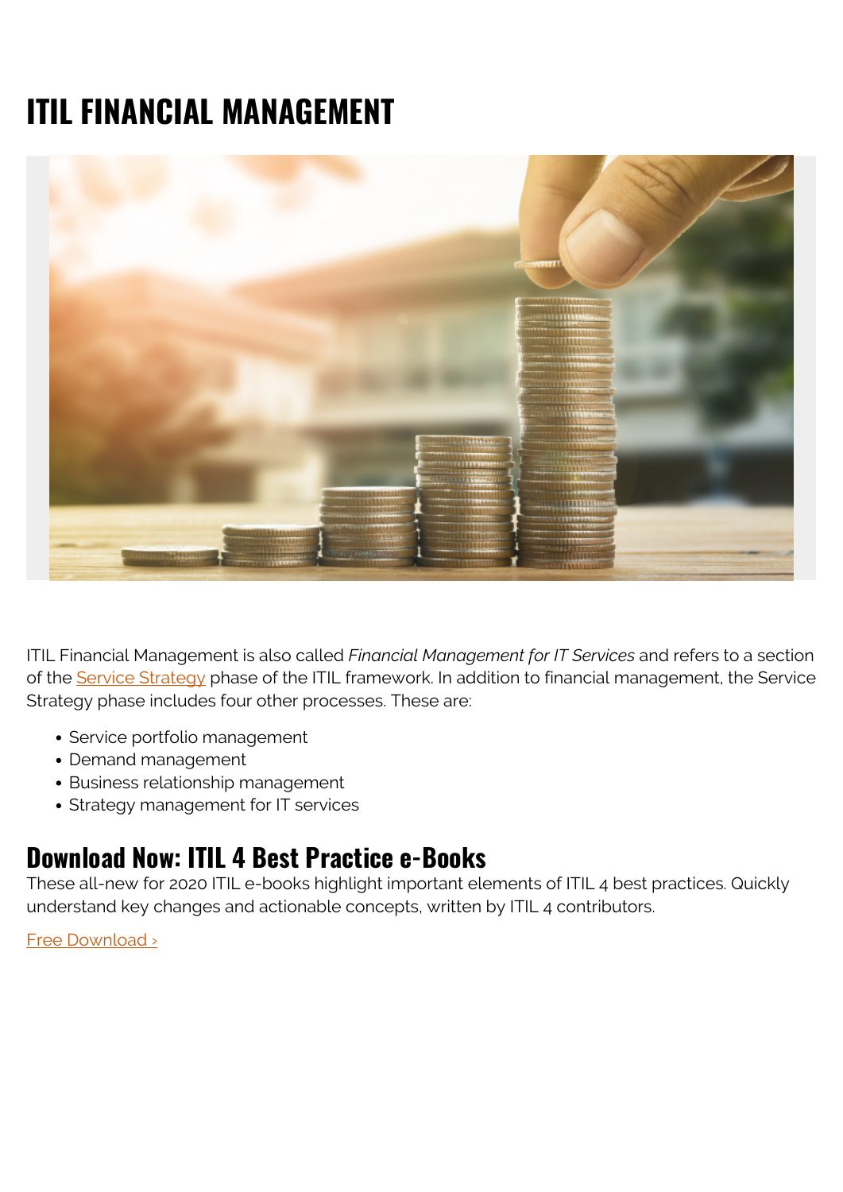# ITIL FINANCIAL MANAGEMENT

ITIL Financial Management is also called *Financial Management for IT Services* and refers to a section of the Service Strategy phase of the ITIL framework. In addition to financial management, the Service Strategy phase includes four other processes. These are:

- Service portfolio management
- Demand management
- Business relationship management
- Strategy management for IT services

## Download Now: ITIL 4 Best Practice e-Books

These all-new for 2020 ITIL e-books highlight important elements of ITIL 4 best practices. Quickly understand key changes and actionable concepts, written by ITIL 4 contributors.

Free Download ›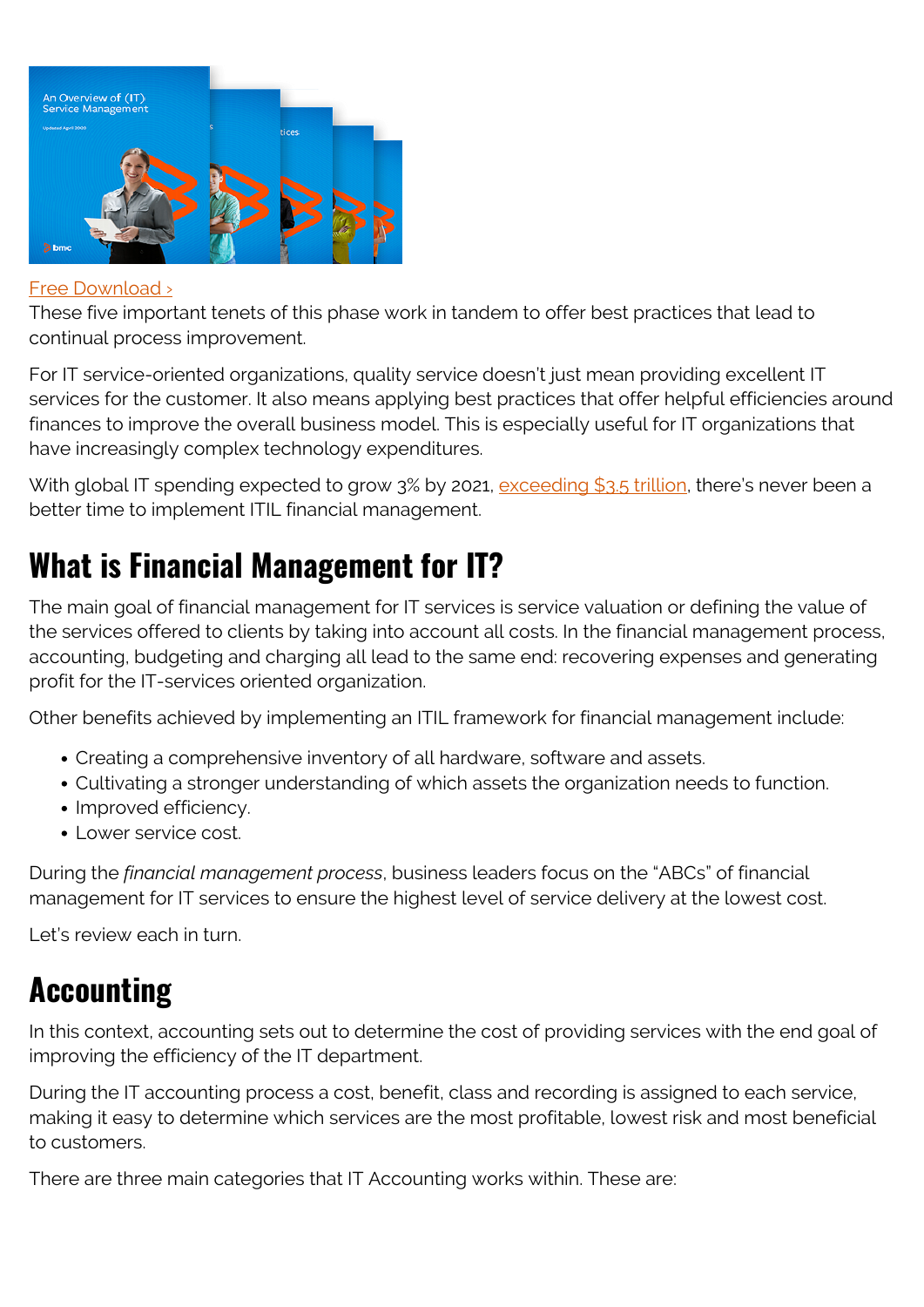Free Download ›

These five important tenets of this phase work in tandem to offer best practices that lead to continual process improvement.

For IT service-oriented organizations, quality service doesn't just mean providing excellent IT services for the customer. It also means applying best practices that offer helpful efficiencies around finances to improve the overall business model. This is especially useful for IT organizations that have increasingly complex technology expenditures.

With global IT spending expected to grow 3% by 2021, exceeding $3.5 trillion, there's never been a better time to implement ITIL financial management.

## What is Financial Management for IT?

The main goal of financial management for IT services is service valuation or defining the value of the services offered to clients by taking into account all costs. In the financial management process, accounting, budgeting and charging all lead to the same end: recovering expenses and generating profit for the IT-services oriented organization.

Other benefits achieved by implementing an ITIL framework for financial management include:

- Creating a comprehensive inventory of all hardware, software and assets.
- Cultivating a stronger understanding of which assets the organization needs to function.
- Improved efficiency.
- Lower service cost.

During the *financial management process*, business leaders focus on the "ABCs" of financial management for IT services to ensure the highest level of service delivery at the lowest cost.

Let's review each in turn.

## Accounting

In this context, accounting sets out to determine the cost of providing services with the end goal of improving the efficiency of the IT department.

During the IT accounting process a cost, benefit, class and recording is assigned to each service, making it easy to determine which services are the most profitable, lowest risk and most beneficial to customers.

There are three main categories that IT Accounting works within. These are: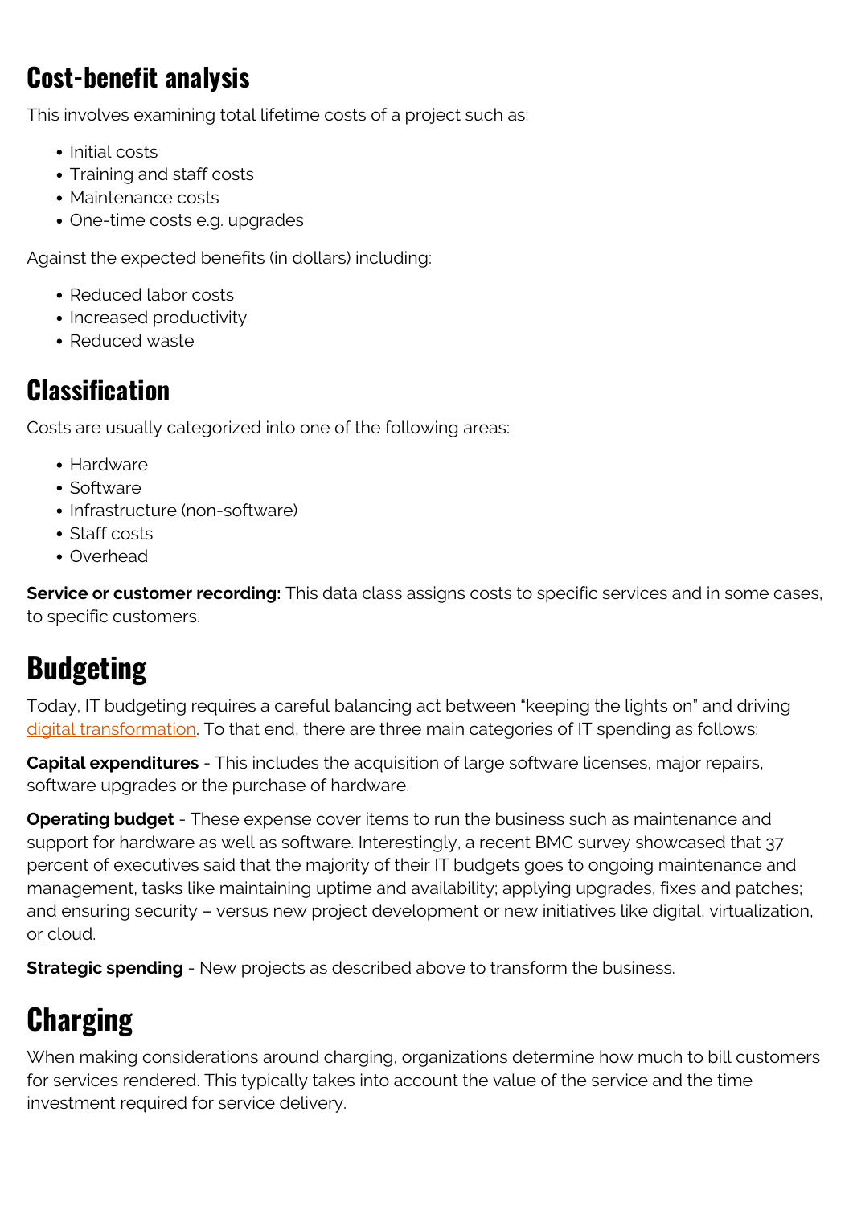### Cost-benefit analysis

This involves examining total lifetime costs of a project such as:

- Initial costs
- Training and staff costs
- Maintenance costs
- One-time costs e.g. upgrades

Against the expected benefits (in dollars) including:

- Reduced labor costs
- Increased productivity
- Reduced waste

### Classification

Costs are usually categorized into one of the following areas:

- Hardware
- Software
- Infrastructure (non-software)
- Staff costs
- Overhead

**Service or customer recording:** This data class assigns costs to specific services and in some cases, to specific customers.

## Budgeting

Today, IT budgeting requires a careful balancing act between "keeping the lights on" and driving digital transformation. To that end, there are three main categories of IT spending as follows:

**Capital expenditures** - This includes the acquisition of large software licenses, major repairs, software upgrades or the purchase of hardware.

**Operating budget** - These expense cover items to run the business such as maintenance and support for hardware as well as software. Interestingly, a recent BMC survey showcased that 37 percent of executives said that the majority of their IT budgets goes to ongoing maintenance and management, tasks like maintaining uptime and availability; applying upgrades, fixes and patches; and ensuring security – versus new project development or new initiatives like digital, virtualization, or cloud.

**Strategic spending** - New projects as described above to transform the business.

## Charging

When making considerations around charging, organizations determine how much to bill customers for services rendered. This typically takes into account the value of the service and the time investment required for service delivery.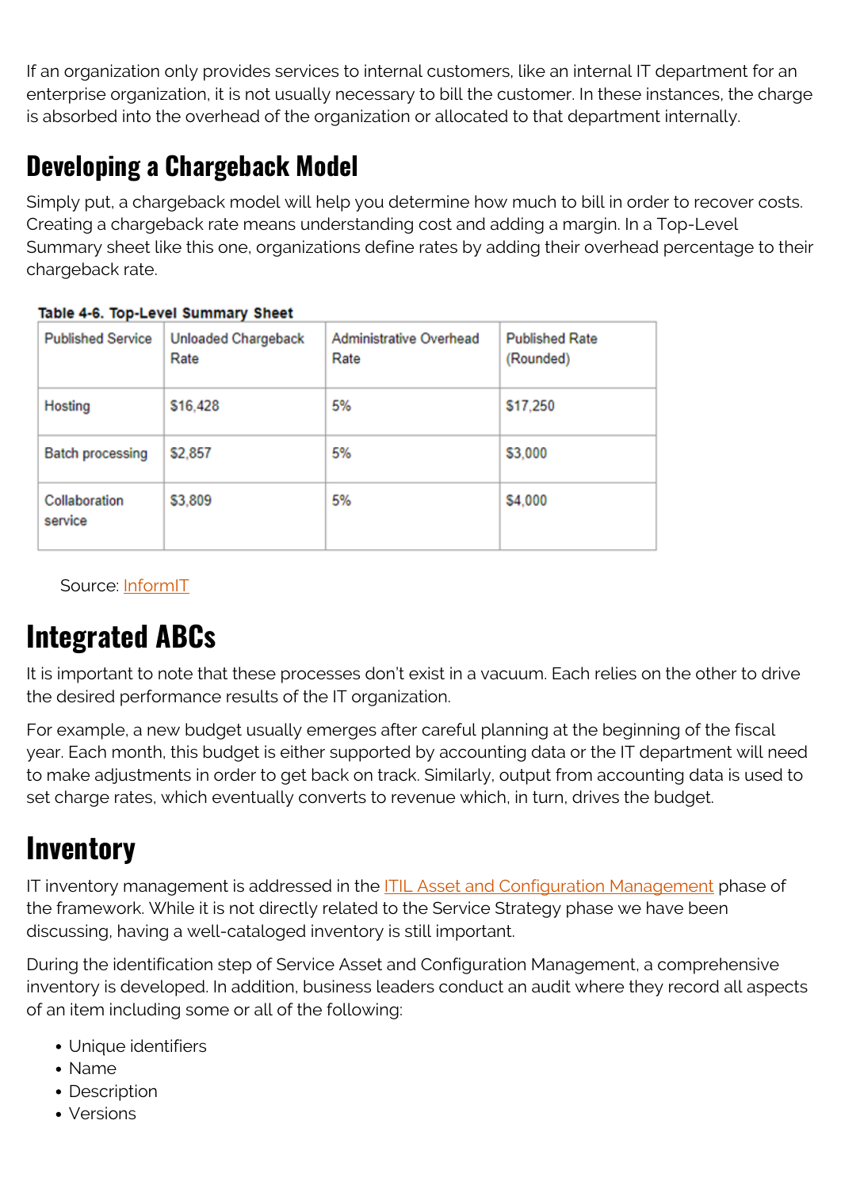If an organization only provides services to internal customers, like an internal IT department for an enterprise organization, it is not usually necessary to bill the customer. In these instances, the charge is absorbed into the overhead of the organization or allocated to that department internally.

## Developing a Chargeback Model

Simply put, a chargeback model will help you determine how much to bill in order to recover costs. Creating a chargeback rate means understanding cost and adding a margin. In a Top-Level Summary sheet like this one, organizations define rates by adding their overhead percentage to their chargeback rate.

**Table 4-6. Top-Level Summary Sheet**

| Published Service | Unloaded Chargeback Rate | Administrative Overhead Rate | Published Rate (Rounded) |
| --- | --- | --- | --- |
| Hosting | $16,428 | 5% | $17,250 |
| Batch processing | $2,857 | 5% | $3,000 |
| Collaboration service | $3,809 | 5% | $4,000 |

Source: InformIT

# Integrated ABCs

It is important to note that these processes don't exist in a vacuum. Each relies on the other to drive the desired performance results of the IT organization.

For example, a new budget usually emerges after careful planning at the beginning of the fiscal year. Each month, this budget is either supported by accounting data or the IT department will need to make adjustments in order to get back on track. Similarly, output from accounting data is used to set charge rates, which eventually converts to revenue which, in turn, drives the budget.

# Inventory

IT inventory management is addressed in the ITIL Asset and Configuration Management phase of the framework. While it is not directly related to the Service Strategy phase we have been discussing, having a well-cataloged inventory is still important.

During the identification step of Service Asset and Configuration Management, a comprehensive inventory is developed. In addition, business leaders conduct an audit where they record all aspects of an item including some or all of the following:

- Unique identifiers
- Name
- Description
- Versions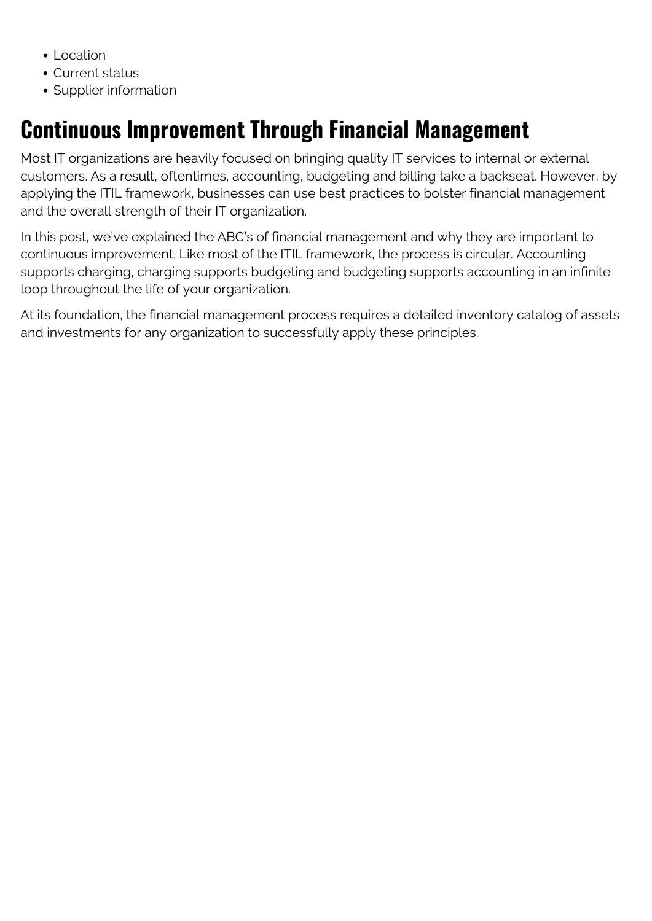- Location
- Current status
- Supplier information

## Continuous Improvement Through Financial Management

Most IT organizations are heavily focused on bringing quality IT services to internal or external customers. As a result, oftentimes, accounting, budgeting and billing take a backseat. However, by applying the ITIL framework, businesses can use best practices to bolster financial management and the overall strength of their IT organization.

In this post, we've explained the ABC's of financial management and why they are important to continuous improvement. Like most of the ITIL framework, the process is circular. Accounting supports charging, charging supports budgeting and budgeting supports accounting in an infinite loop throughout the life of your organization.

At its foundation, the financial management process requires a detailed inventory catalog of assets and investments for any organization to successfully apply these principles.